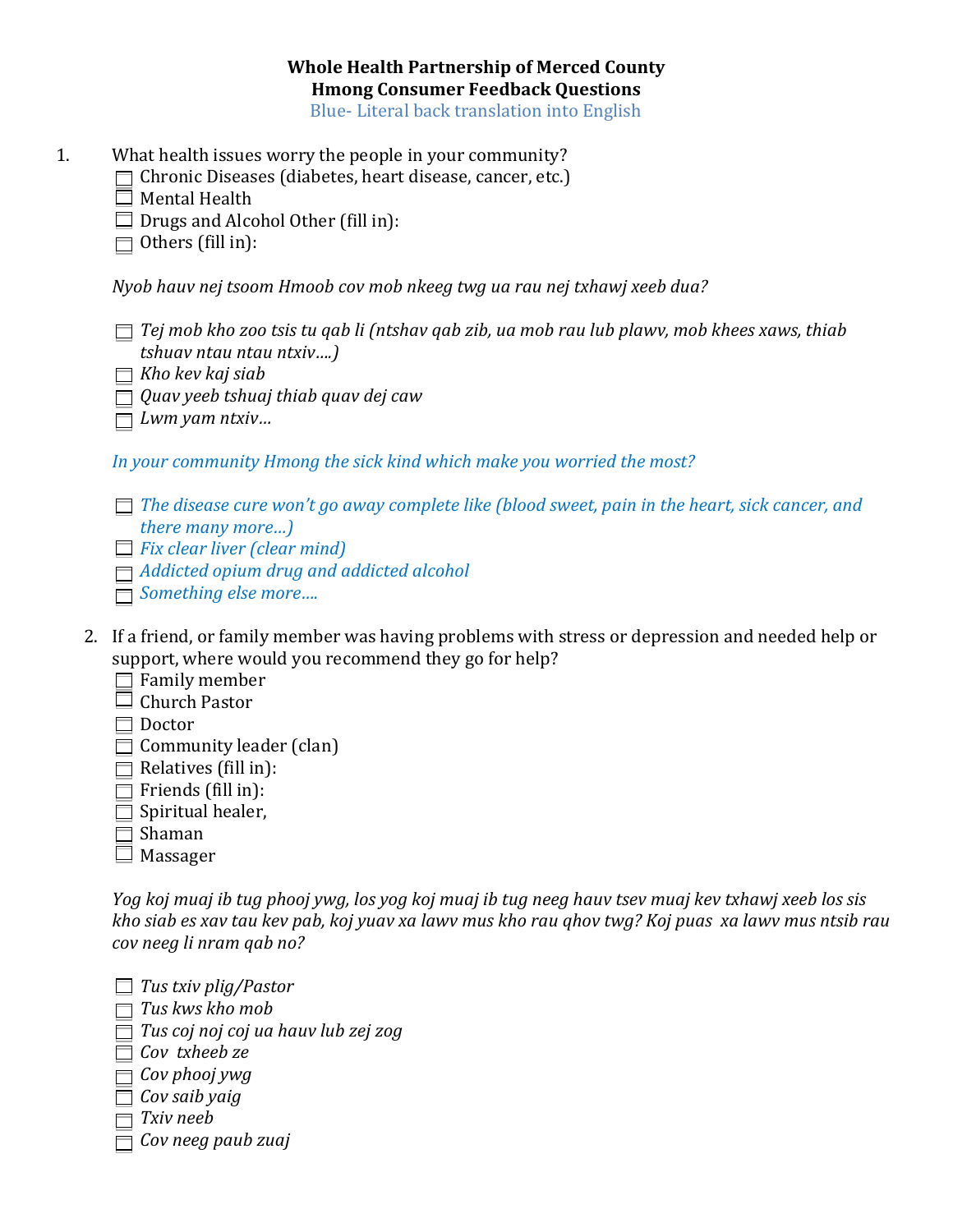**Whole Health Partnership of Merced County**
**Hmong Consumer Feedback Questions**
Blue- Literal back translation into English

1. What health issues worry the people in your community?
   - ☐ Chronic Diseases (diabetes, heart disease, cancer, etc.)
   - ☐ Mental Health
   - ☐ Drugs and Alcohol Other (fill in):
   - ☐ Others (fill in):

   *Nyob hauv nej tsoom Hmoob cov mob nkeeg twg ua rau nej txhawj xeeb dua?*

   - ☐ *Tej mob kho zoo tsis tu qab li (ntshav qab zib, ua mob rau lub plawv, mob khees xaws, thiab tshuav ntau ntau ntxiv….)*
   - ☐ *Kho kev kaj siab*
   - ☐ *Quav yeeb tshuaj thiab quav dej caw*
   - ☐ *Lwm yam ntxiv…*

   *In your community Hmong the sick kind which make you worried the most?*

   - ☐ *The disease cure won't go away complete like (blood sweet, pain in the heart, sick cancer, and there many more…)*
   - ☐ *Fix clear liver (clear mind)*
   - ☐ *Addicted opium drug and addicted alcohol*
   - ☐ *Something else more….*

2. If a friend, or family member was having problems with stress or depression and needed help or support, where would you recommend they go for help?
   - ☐ Family member
   - ☐ Church Pastor
   - ☐ Doctor
   - ☐ Community leader (clan)
   - ☐ Relatives (fill in):
   - ☐ Friends (fill in):
   - ☐ Spiritual healer,
   - ☐ Shaman
   - ☐ Massager

   *Yog koj muaj ib tug phooj ywg, los yog koj muaj ib tug neeg hauv tsev muaj kev txhawj xeeb los sis kho siab es xav tau kev pab, koj yuav xa lawv mus kho rau qhov twg? Koj puas xa lawv mus ntsib rau cov neeg li nram qab no?*

   - ☐ *Tus txiv plig/Pastor*
   - ☐ *Tus kws kho mob*
   - ☐ *Tus coj noj coj ua hauv lub zej zog*
   - ☐ *Cov txheeb ze*
   - ☐ *Cov phooj ywg*
   - ☐ *Cov saib yaig*
   - ☐ *Txiv neeb*
   - ☐ *Cov neeg paub zuaj*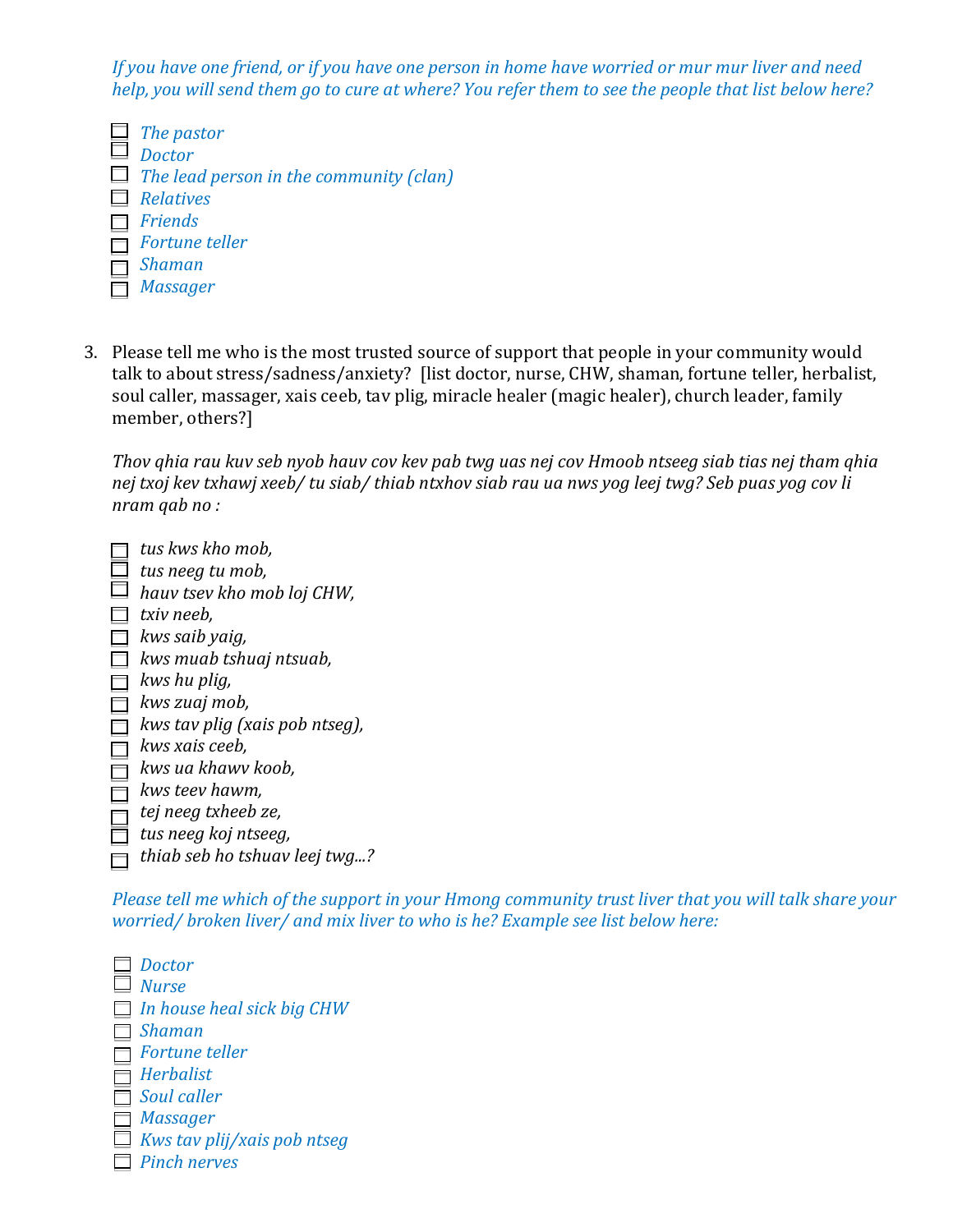*If you have one friend, or if you have one person in home have worried or mur mur liver and need help, you will send them go to cure at where? You refer them to see the people that list below here?*

- ☐ *The pastor*
- ☐ *Doctor*
- ☐ *The lead person in the community (clan)*
- ☐ *Relatives*
- ☐ *Friends*
- ☐ *Fortune teller*
- ☐ *Shaman*
- ☐ *Massager*

3. Please tell me who is the most trusted source of support that people in your community would talk to about stress/sadness/anxiety? [list doctor, nurse, CHW, shaman, fortune teller, herbalist, soul caller, massager, xais ceeb, tav plig, miracle healer (magic healer), church leader, family member, others?]

   *Thov qhia rau kuv seb nyob hauv cov kev pab twg uas nej cov Hmoob ntseeg siab tias nej tham qhia nej txoj kev txhawj xeeb/ tu siab/ thiab ntxhov siab rau ua nws yog leej twg? Seb puas yog cov li nram qab no :*

   - ☐ *tus kws kho mob,*
   - ☐ *tus neeg tu mob,*
   - ☐ *hauv tsev kho mob loj CHW,*
   - ☐ *txiv neeb,*
   - ☐ *kws saib yaig,*
   - ☐ *kws muab tshuaj ntsuab,*
   - ☐ *kws hu plig,*
   - ☐ *kws zuaj mob,*
   - ☐ *kws tav plig (xais pob ntseg),*
   - ☐ *kws xais ceeb,*
   - ☐ *kws ua khawv koob,*
   - ☐ *kws teev hawm,*
   - ☐ *tej neeg txheeb ze,*
   - ☐ *tus neeg koj ntseeg,*
   - ☐ *thiab seb ho tshuav leej twg...?*

   *Please tell me which of the support in your Hmong community trust liver that you will talk share your worried/ broken liver/ and mix liver to who is he? Example see list below here:*

   - ☐ *Doctor*
   - ☐ *Nurse*
   - ☐ *In house heal sick big CHW*
   - ☐ *Shaman*
   - ☐ *Fortune teller*
   - ☐ *Herbalist*
   - ☐ *Soul caller*
   - ☐ *Massager*
   - ☐ *Kws tav plij/xais pob ntseg*
   - ☐ *Pinch nerves*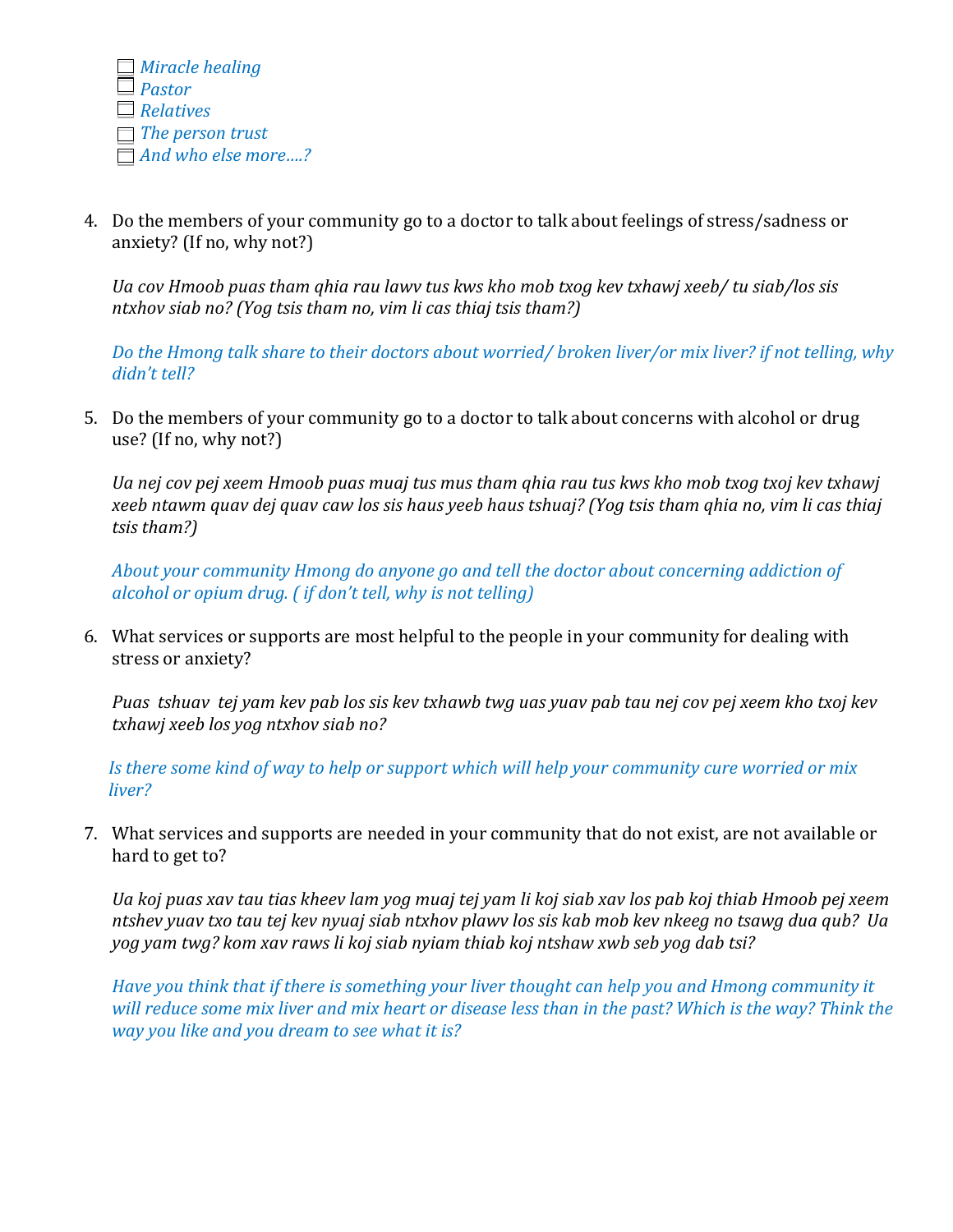- ☐ *Miracle healing*
- ☐ *Pastor*
- ☐ *Relatives*
- ☐ *The person trust*
- ☐ *And who else more….?*

4. Do the members of your community go to a doctor to talk about feelings of stress/sadness or anxiety? (If no, why not?)

   *Ua cov Hmoob puas tham qhia rau lawv tus kws kho mob txog kev txhawj xeeb/ tu siab/los sis ntxhov siab no? (Yog tsis tham no, vim li cas thiaj tsis tham?)*

   *Do the Hmong talk share to their doctors about worried/ broken liver/or mix liver? if not telling, why didn't tell?*

5. Do the members of your community go to a doctor to talk about concerns with alcohol or drug use? (If no, why not?)

   *Ua nej cov pej xeem Hmoob puas muaj tus mus tham qhia rau tus kws kho mob txog txoj kev txhawj xeeb ntawm quav dej quav caw los sis haus yeeb haus tshuaj? (Yog tsis tham qhia no, vim li cas thiaj tsis tham?)*

   *About your community Hmong do anyone go and tell the doctor about concerning addiction of alcohol or opium drug. ( if don't tell, why is not telling)*

6. What services or supports are most helpful to the people in your community for dealing with stress or anxiety?

   *Puas tshuav tej yam kev pab los sis kev txhawb twg uas yuav pab tau nej cov pej xeem kho txoj kev txhawj xeeb los yog ntxhov siab no?*

   *Is there some kind of way to help or support which will help your community cure worried or mix liver?*

7. What services and supports are needed in your community that do not exist, are not available or hard to get to?

   *Ua koj puas xav tau tias kheev lam yog muaj tej yam li koj siab xav los pab koj thiab Hmoob pej xeem ntshev yuav txo tau tej kev nyuaj siab ntxhov plawv los sis kab mob kev nkeeg no tsawg dua qub? Ua yog yam twg? kom xav raws li koj siab nyiam thiab koj ntshaw xwb seb yog dab tsi?*

   *Have you think that if there is something your liver thought can help you and Hmong community it will reduce some mix liver and mix heart or disease less than in the past? Which is the way? Think the way you like and you dream to see what it is?*